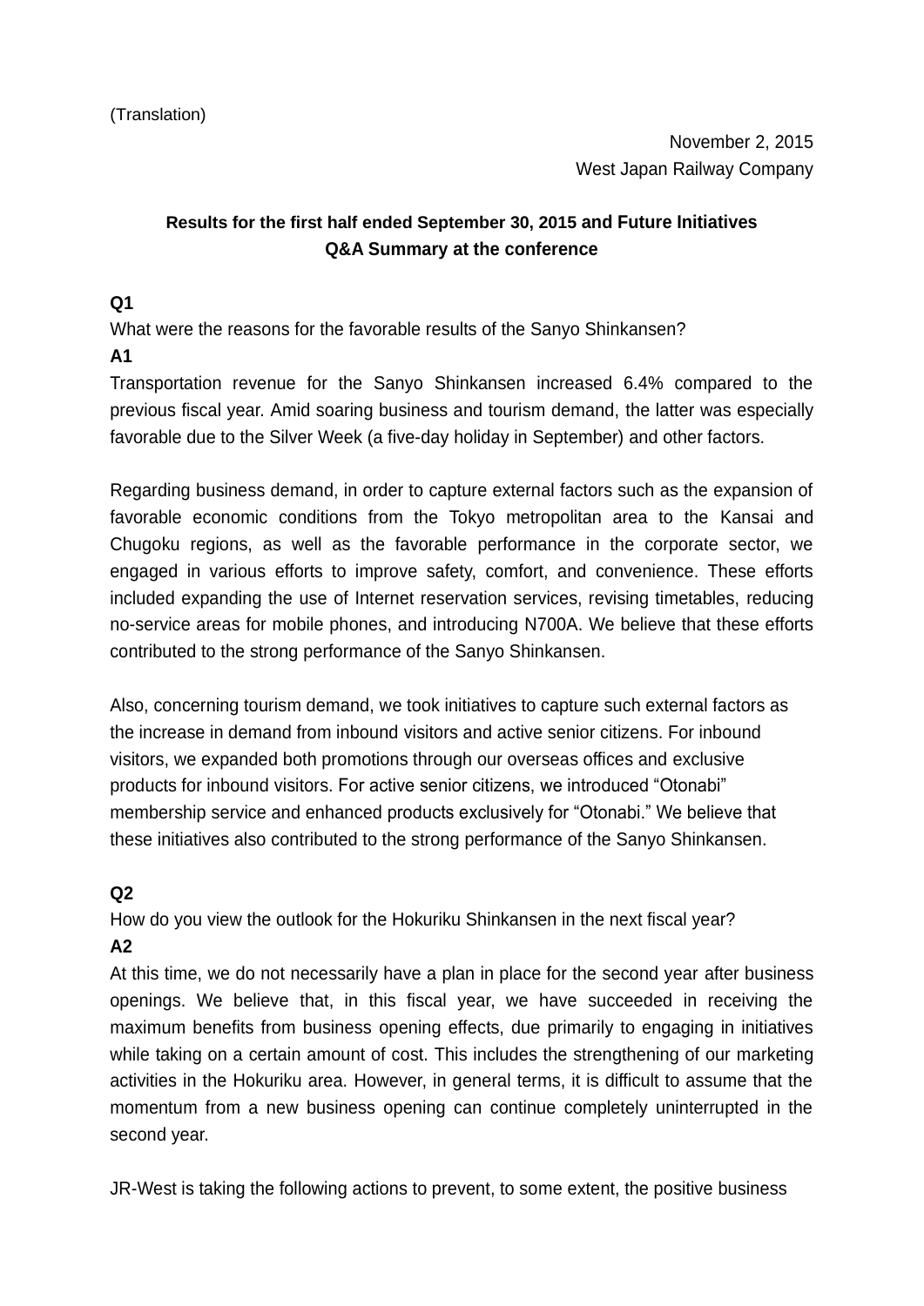(Translation)

November 2, 2015

West Japan Railway Company

**Results for the first half ended September 30, 2015 and Future Initiatives**
**Q&A Summary at the conference**

**Q1**

What were the reasons for the favorable results of the Sanyo Shinkansen?

**A1**

Transportation revenue for the Sanyo Shinkansen increased 6.4% compared to the previous fiscal year. Amid soaring business and tourism demand, the latter was especially favorable due to the Silver Week (a five-day holiday in September) and other factors.

Regarding business demand, in order to capture external factors such as the expansion of favorable economic conditions from the Tokyo metropolitan area to the Kansai and Chugoku regions, as well as the favorable performance in the corporate sector, we engaged in various efforts to improve safety, comfort, and convenience. These efforts included expanding the use of Internet reservation services, revising timetables, reducing no-service areas for mobile phones, and introducing N700A. We believe that these efforts contributed to the strong performance of the Sanyo Shinkansen.

Also, concerning tourism demand, we took initiatives to capture such external factors as the increase in demand from inbound visitors and active senior citizens. For inbound visitors, we expanded both promotions through our overseas offices and exclusive products for inbound visitors. For active senior citizens, we introduced "Otonabi" membership service and enhanced products exclusively for "Otonabi." We believe that these initiatives also contributed to the strong performance of the Sanyo Shinkansen.

**Q2**

How do you view the outlook for the Hokuriku Shinkansen in the next fiscal year?

**A2**

At this time, we do not necessarily have a plan in place for the second year after business openings. We believe that, in this fiscal year, we have succeeded in receiving the maximum benefits from business opening effects, due primarily to engaging in initiatives while taking on a certain amount of cost. This includes the strengthening of our marketing activities in the Hokuriku area. However, in general terms, it is difficult to assume that the momentum from a new business opening can continue completely uninterrupted in the second year.

JR-West is taking the following actions to prevent, to some extent, the positive business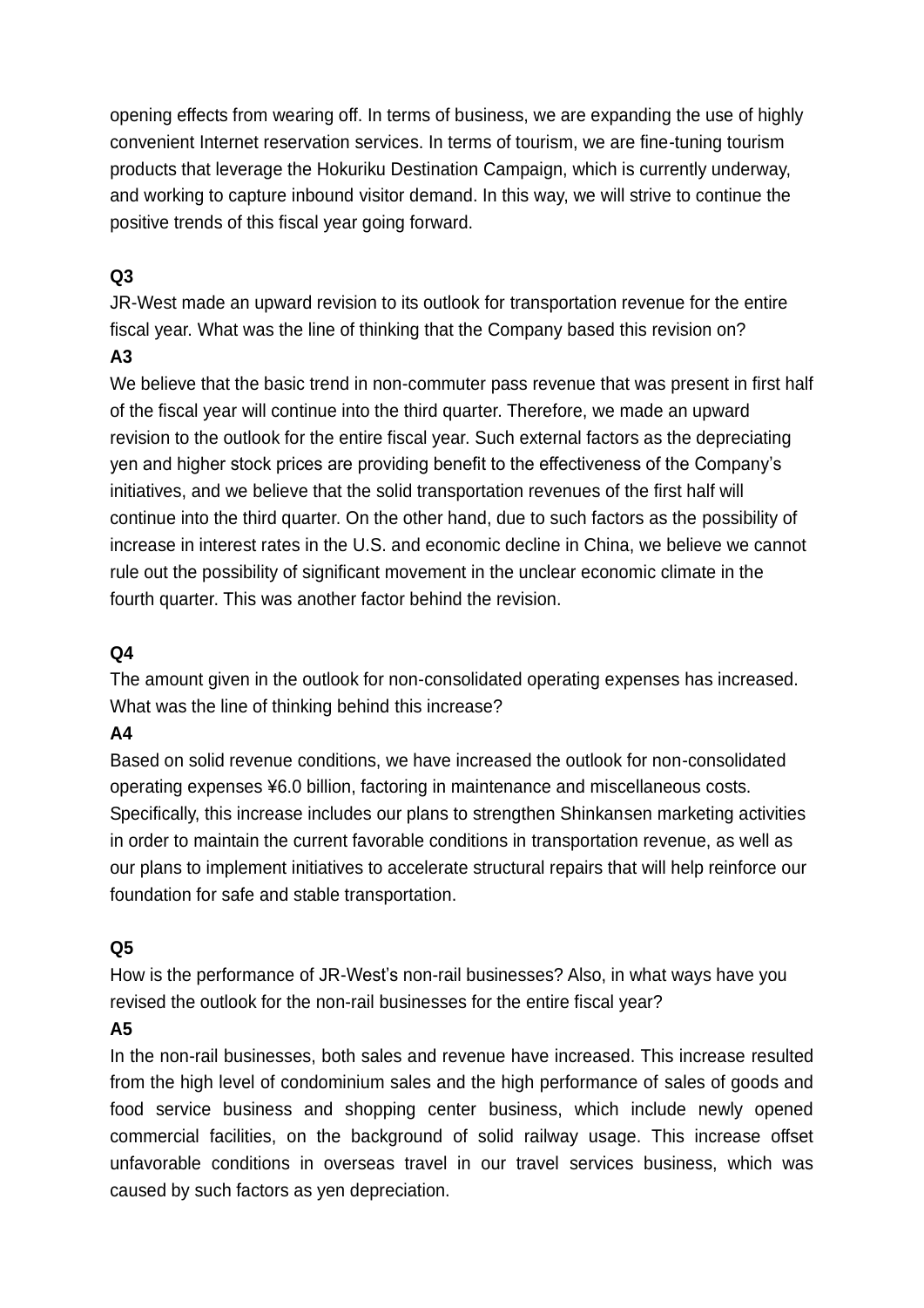opening effects from wearing off. In terms of business, we are expanding the use of highly convenient Internet reservation services. In terms of tourism, we are fine-tuning tourism products that leverage the Hokuriku Destination Campaign, which is currently underway, and working to capture inbound visitor demand. In this way, we will strive to continue the positive trends of this fiscal year going forward.

**Q3**

JR-West made an upward revision to its outlook for transportation revenue for the entire fiscal year. What was the line of thinking that the Company based this revision on?

**A3**

We believe that the basic trend in non-commuter pass revenue that was present in first half of the fiscal year will continue into the third quarter. Therefore, we made an upward revision to the outlook for the entire fiscal year. Such external factors as the depreciating yen and higher stock prices are providing benefit to the effectiveness of the Company's initiatives, and we believe that the solid transportation revenues of the first half will continue into the third quarter. On the other hand, due to such factors as the possibility of increase in interest rates in the U.S. and economic decline in China, we believe we cannot rule out the possibility of significant movement in the unclear economic climate in the fourth quarter. This was another factor behind the revision.

**Q4**

The amount given in the outlook for non-consolidated operating expenses has increased. What was the line of thinking behind this increase?

**A4**

Based on solid revenue conditions, we have increased the outlook for non-consolidated operating expenses ¥6.0 billion, factoring in maintenance and miscellaneous costs. Specifically, this increase includes our plans to strengthen Shinkansen marketing activities in order to maintain the current favorable conditions in transportation revenue, as well as our plans to implement initiatives to accelerate structural repairs that will help reinforce our foundation for safe and stable transportation.

**Q5**

How is the performance of JR-West's non-rail businesses? Also, in what ways have you revised the outlook for the non-rail businesses for the entire fiscal year?

**A5**

In the non-rail businesses, both sales and revenue have increased. This increase resulted from the high level of condominium sales and the high performance of sales of goods and food service business and shopping center business, which include newly opened commercial facilities, on the background of solid railway usage. This increase offset unfavorable conditions in overseas travel in our travel services business, which was caused by such factors as yen depreciation.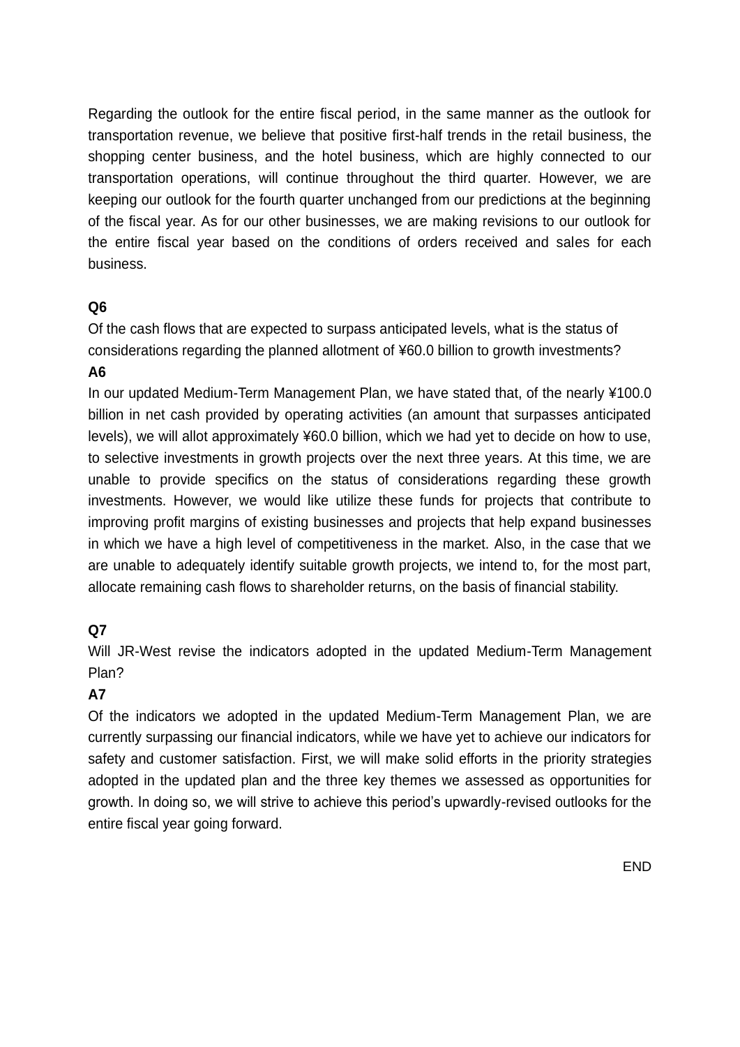Regarding the outlook for the entire fiscal period, in the same manner as the outlook for transportation revenue, we believe that positive first-half trends in the retail business, the shopping center business, and the hotel business, which are highly connected to our transportation operations, will continue throughout the third quarter. However, we are keeping our outlook for the fourth quarter unchanged from our predictions at the beginning of the fiscal year. As for our other businesses, we are making revisions to our outlook for the entire fiscal year based on the conditions of orders received and sales for each business.

**Q6**

Of the cash flows that are expected to surpass anticipated levels, what is the status of considerations regarding the planned allotment of ¥60.0 billion to growth investments?

**A6**

In our updated Medium-Term Management Plan, we have stated that, of the nearly ¥100.0 billion in net cash provided by operating activities (an amount that surpasses anticipated levels), we will allot approximately ¥60.0 billion, which we had yet to decide on how to use, to selective investments in growth projects over the next three years. At this time, we are unable to provide specifics on the status of considerations regarding these growth investments. However, we would like utilize these funds for projects that contribute to improving profit margins of existing businesses and projects that help expand businesses in which we have a high level of competitiveness in the market. Also, in the case that we are unable to adequately identify suitable growth projects, we intend to, for the most part, allocate remaining cash flows to shareholder returns, on the basis of financial stability.

**Q7**

Will JR-West revise the indicators adopted in the updated Medium-Term Management Plan?

**A7**

Of the indicators we adopted in the updated Medium-Term Management Plan, we are currently surpassing our financial indicators, while we have yet to achieve our indicators for safety and customer satisfaction. First, we will make solid efforts in the priority strategies adopted in the updated plan and the three key themes we assessed as opportunities for growth. In doing so, we will strive to achieve this period's upwardly-revised outlooks for the entire fiscal year going forward.

END